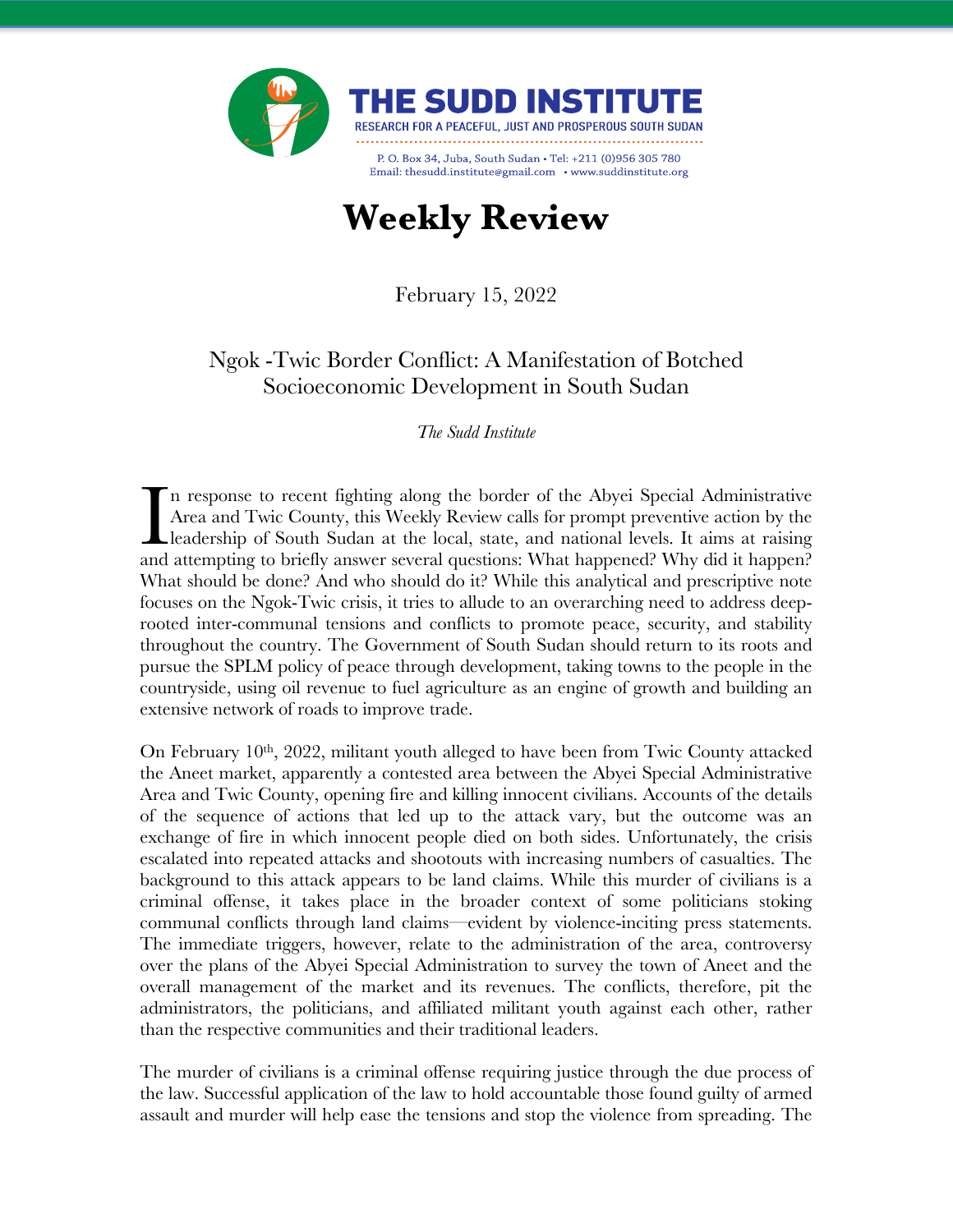THE SUDD INSTITUTE

RESEARCH FOR A PEACEFUL, JUST AND PROSPEROUS SOUTH SUDAN

P. O. Box 34, Juba, South Sudan • Tel: +211 (0)956 305 780
Email: thesudd.institute@gmail.com • www.suddinstitute.org

# Weekly Review

February 15, 2022

## Ngok -Twic Border Conflict: A Manifestation of Botched Socioeconomic Development in South Sudan

*The Sudd Institute*

In response to recent fighting along the border of the Abyei Special Administrative Area and Twic County, this Weekly Review calls for prompt preventive action by the leadership of South Sudan at the local, state, and national levels. It aims at raising and attempting to briefly answer several questions: What happened? Why did it happen? What should be done? And who should do it? While this analytical and prescriptive note focuses on the Ngok-Twic crisis, it tries to allude to an overarching need to address deep-rooted inter-communal tensions and conflicts to promote peace, security, and stability throughout the country. The Government of South Sudan should return to its roots and pursue the SPLM policy of peace through development, taking towns to the people in the countryside, using oil revenue to fuel agriculture as an engine of growth and building an extensive network of roads to improve trade.

On February 10th, 2022, militant youth alleged to have been from Twic County attacked the Aneet market, apparently a contested area between the Abyei Special Administrative Area and Twic County, opening fire and killing innocent civilians. Accounts of the details of the sequence of actions that led up to the attack vary, but the outcome was an exchange of fire in which innocent people died on both sides. Unfortunately, the crisis escalated into repeated attacks and shootouts with increasing numbers of casualties. The background to this attack appears to be land claims. While this murder of civilians is a criminal offense, it takes place in the broader context of some politicians stoking communal conflicts through land claims—evident by violence-inciting press statements. The immediate triggers, however, relate to the administration of the area, controversy over the plans of the Abyei Special Administration to survey the town of Aneet and the overall management of the market and its revenues. The conflicts, therefore, pit the administrators, the politicians, and affiliated militant youth against each other, rather than the respective communities and their traditional leaders.

The murder of civilians is a criminal offense requiring justice through the due process of the law. Successful application of the law to hold accountable those found guilty of armed assault and murder will help ease the tensions and stop the violence from spreading. The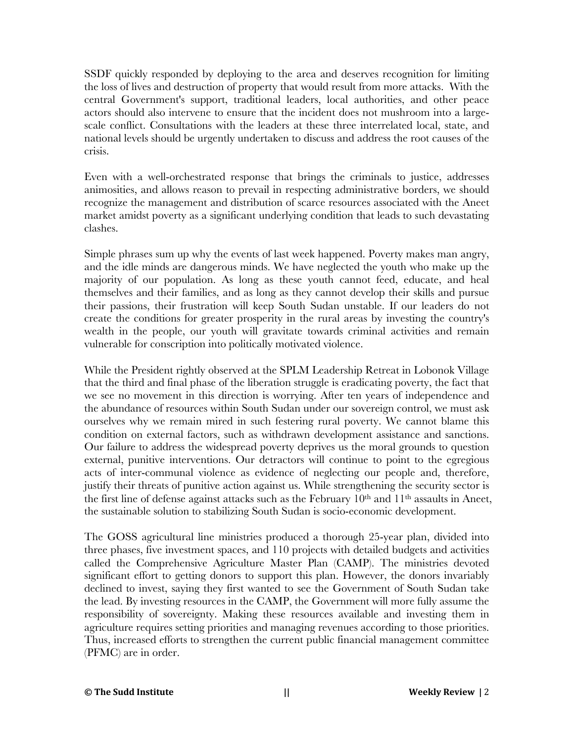SSDF quickly responded by deploying to the area and deserves recognition for limiting the loss of lives and destruction of property that would result from more attacks. With the central Government's support, traditional leaders, local authorities, and other peace actors should also intervene to ensure that the incident does not mushroom into a large-scale conflict. Consultations with the leaders at these three interrelated local, state, and national levels should be urgently undertaken to discuss and address the root causes of the crisis.

Even with a well-orchestrated response that brings the criminals to justice, addresses animosities, and allows reason to prevail in respecting administrative borders, we should recognize the management and distribution of scarce resources associated with the Aneet market amidst poverty as a significant underlying condition that leads to such devastating clashes.

Simple phrases sum up why the events of last week happened. Poverty makes man angry, and the idle minds are dangerous minds. We have neglected the youth who make up the majority of our population. As long as these youth cannot feed, educate, and heal themselves and their families, and as long as they cannot develop their skills and pursue their passions, their frustration will keep South Sudan unstable. If our leaders do not create the conditions for greater prosperity in the rural areas by investing the country's wealth in the people, our youth will gravitate towards criminal activities and remain vulnerable for conscription into politically motivated violence.

While the President rightly observed at the SPLM Leadership Retreat in Lobonok Village that the third and final phase of the liberation struggle is eradicating poverty, the fact that we see no movement in this direction is worrying. After ten years of independence and the abundance of resources within South Sudan under our sovereign control, we must ask ourselves why we remain mired in such festering rural poverty. We cannot blame this condition on external factors, such as withdrawn development assistance and sanctions. Our failure to address the widespread poverty deprives us the moral grounds to question external, punitive interventions. Our detractors will continue to point to the egregious acts of inter-communal violence as evidence of neglecting our people and, therefore, justify their threats of punitive action against us. While strengthening the security sector is the first line of defense against attacks such as the February 10th and 11th assaults in Aneet, the sustainable solution to stabilizing South Sudan is socio-economic development.

The GOSS agricultural line ministries produced a thorough 25-year plan, divided into three phases, five investment spaces, and 110 projects with detailed budgets and activities called the Comprehensive Agriculture Master Plan (CAMP). The ministries devoted significant effort to getting donors to support this plan. However, the donors invariably declined to invest, saying they first wanted to see the Government of South Sudan take the lead. By investing resources in the CAMP, the Government will more fully assume the responsibility of sovereignty. Making these resources available and investing them in agriculture requires setting priorities and managing revenues according to those priorities. Thus, increased efforts to strengthen the current public financial management committee (PFMC) are in order.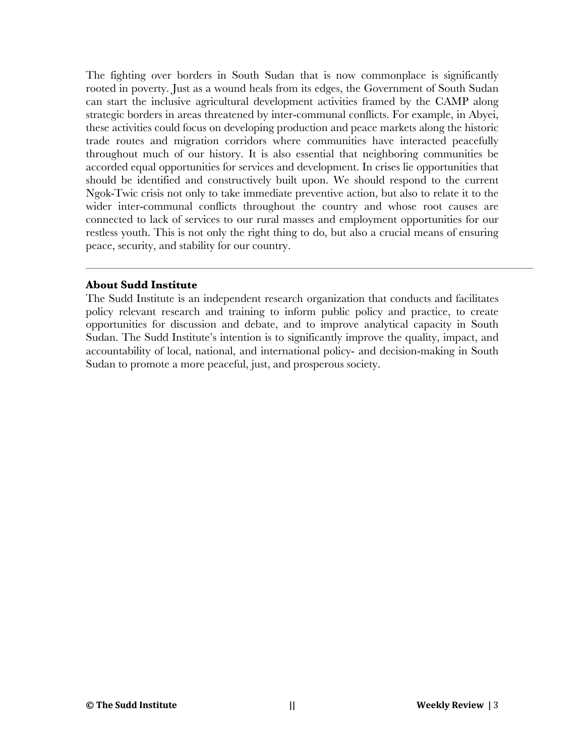The fighting over borders in South Sudan that is now commonplace is significantly rooted in poverty. Just as a wound heals from its edges, the Government of South Sudan can start the inclusive agricultural development activities framed by the CAMP along strategic borders in areas threatened by inter-communal conflicts. For example, in Abyei, these activities could focus on developing production and peace markets along the historic trade routes and migration corridors where communities have interacted peacefully throughout much of our history. It is also essential that neighboring communities be accorded equal opportunities for services and development. In crises lie opportunities that should be identified and constructively built upon. We should respond to the current Ngok-Twic crisis not only to take immediate preventive action, but also to relate it to the wider inter-communal conflicts throughout the country and whose root causes are connected to lack of services to our rural masses and employment opportunities for our restless youth. This is not only the right thing to do, but also a crucial means of ensuring peace, security, and stability for our country.

---

### About Sudd Institute

The Sudd Institute is an independent research organization that conducts and facilitates policy relevant research and training to inform public policy and practice, to create opportunities for discussion and debate, and to improve analytical capacity in South Sudan. The Sudd Institute's intention is to significantly improve the quality, impact, and accountability of local, national, and international policy- and decision-making in South Sudan to promote a more peaceful, just, and prosperous society.